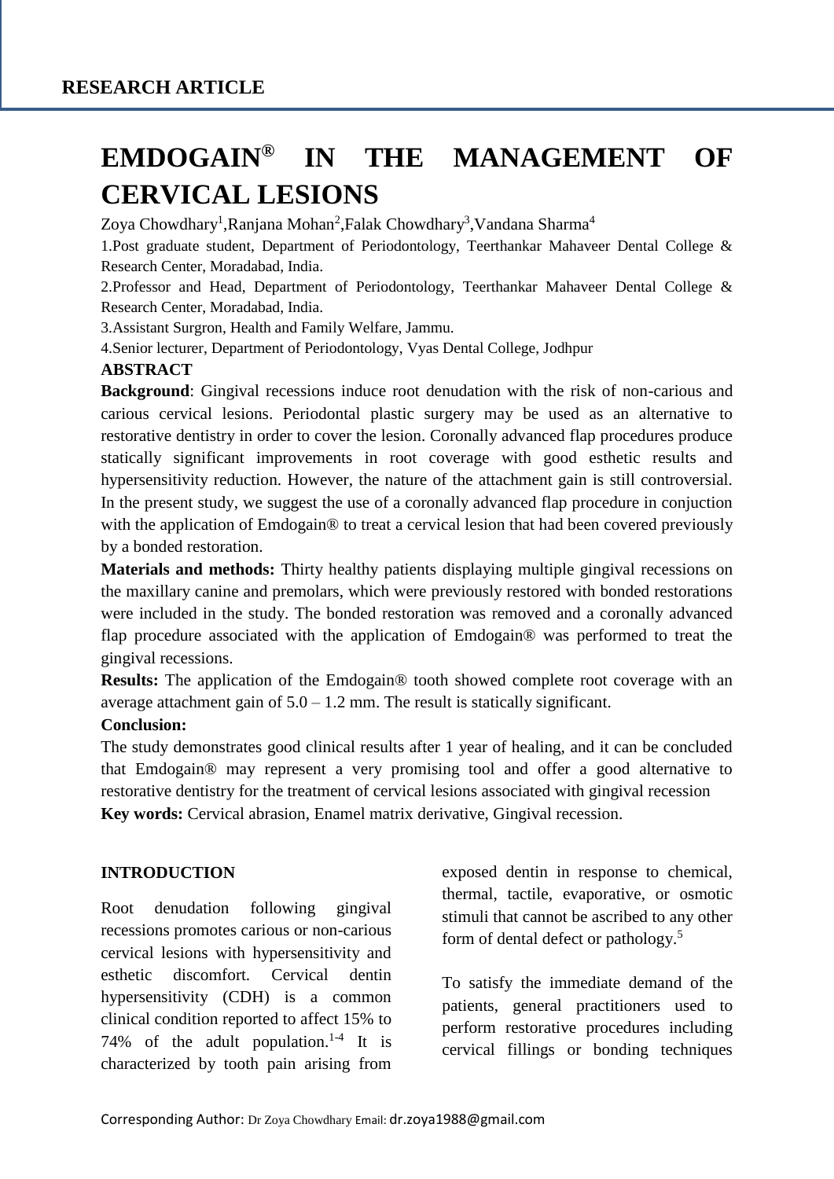**RESEARCH ARTICLE**

# EMDOGAIN® IN THE MANAGEMENT OF CERVICAL LESIONS

Zoya Chowdhary[1],Ranjana Mohan[2],Falak Chowdhary[3],Vandana Sharma[4]

1.Post graduate student, Department of Periodontology, Teerthankar Mahaveer Dental College & Research Center, Moradabad, India.

2.Professor and Head, Department of Periodontology, Teerthankar Mahaveer Dental College & Research Center, Moradabad, India.

3.Assistant Surgron, Health and Family Welfare, Jammu.

4.Senior lecturer, Department of Periodontology, Vyas Dental College, Jodhpur

## ABSTRACT

**Background**: Gingival recessions induce root denudation with the risk of non-carious and carious cervical lesions. Periodontal plastic surgery may be used as an alternative to restorative dentistry in order to cover the lesion. Coronally advanced flap procedures produce statically significant improvements in root coverage with good esthetic results and hypersensitivity reduction. However, the nature of the attachment gain is still controversial. In the present study, we suggest the use of a coronally advanced flap procedure in conjuction with the application of Emdogain® to treat a cervical lesion that had been covered previously by a bonded restoration.

**Materials and methods:** Thirty healthy patients displaying multiple gingival recessions on the maxillary canine and premolars, which were previously restored with bonded restorations were included in the study. The bonded restoration was removed and a coronally advanced flap procedure associated with the application of Emdogain® was performed to treat the gingival recessions.

**Results:** The application of the Emdogain® tooth showed complete root coverage with an average attachment gain of 5.0 – 1.2 mm. The result is statically significant.

**Conclusion:**

The study demonstrates good clinical results after 1 year of healing, and it can be concluded that Emdogain® may represent a very promising tool and offer a good alternative to restorative dentistry for the treatment of cervical lesions associated with gingival recession

**Key words:** Cervical abrasion, Enamel matrix derivative, Gingival recession.

## INTRODUCTION

Root denudation following gingival recessions promotes carious or non-carious cervical lesions with hypersensitivity and esthetic discomfort. Cervical dentin hypersensitivity (CDH) is a common clinical condition reported to affect 15% to 74% of the adult population.[1-4] It is characterized by tooth pain arising from exposed dentin in response to chemical, thermal, tactile, evaporative, or osmotic stimuli that cannot be ascribed to any other form of dental defect or pathology.[5]

To satisfy the immediate demand of the patients, general practitioners used to perform restorative procedures including cervical fillings or bonding techniques

Corresponding Author: Dr Zoya Chowdhary Email: dr.zoya1988@gmail.com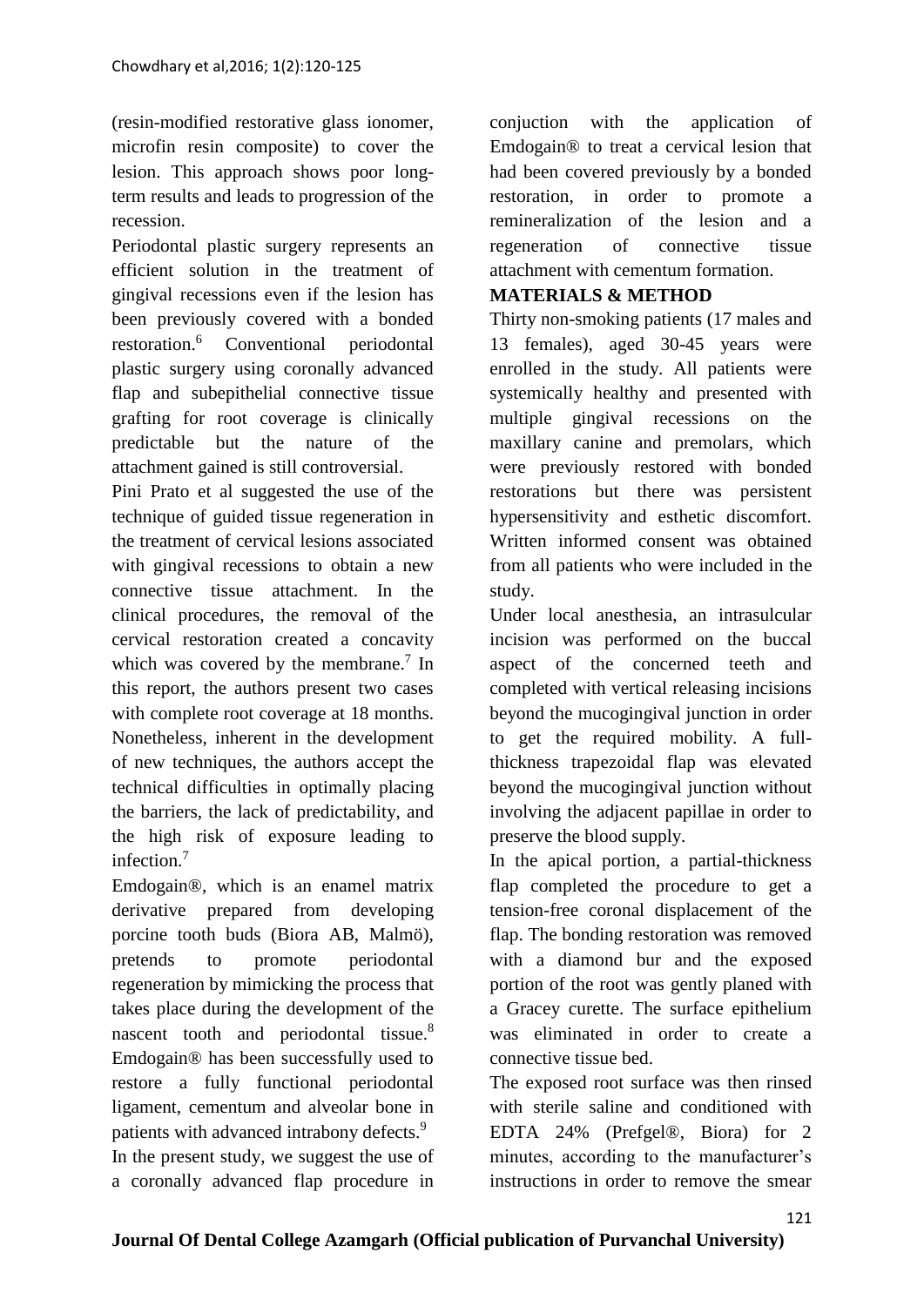(resin-modified restorative glass ionomer, microfin resin composite) to cover the lesion. This approach shows poor long-term results and leads to progression of the recession.

Periodontal plastic surgery represents an efficient solution in the treatment of gingival recessions even if the lesion has been previously covered with a bonded restoration.[6] Conventional periodontal plastic surgery using coronally advanced flap and subepithelial connective tissue grafting for root coverage is clinically predictable but the nature of the attachment gained is still controversial.

Pini Prato et al suggested the use of the technique of guided tissue regeneration in the treatment of cervical lesions associated with gingival recessions to obtain a new connective tissue attachment. In the clinical procedures, the removal of the cervical restoration created a concavity which was covered by the membrane.[7] In this report, the authors present two cases with complete root coverage at 18 months. Nonetheless, inherent in the development of new techniques, the authors accept the technical difficulties in optimally placing the barriers, the lack of predictability, and the high risk of exposure leading to infection.[7]

Emdogain®, which is an enamel matrix derivative prepared from developing porcine tooth buds (Biora AB, Malmö), pretends to promote periodontal regeneration by mimicking the process that takes place during the development of the nascent tooth and periodontal tissue.[8] Emdogain® has been successfully used to restore a fully functional periodontal ligament, cementum and alveolar bone in patients with advanced intrabony defects.[9]

In the present study, we suggest the use of a coronally advanced flap procedure in conjuction with the application of Emdogain® to treat a cervical lesion that had been covered previously by a bonded restoration, in order to promote a remineralization of the lesion and a regeneration of connective tissue attachment with cementum formation.

## MATERIALS & METHOD

Thirty non-smoking patients (17 males and 13 females), aged 30-45 years were enrolled in the study. All patients were systemically healthy and presented with multiple gingival recessions on the maxillary canine and premolars, which were previously restored with bonded restorations but there was persistent hypersensitivity and esthetic discomfort. Written informed consent was obtained from all patients who were included in the study.

Under local anesthesia, an intrasulcular incision was performed on the buccal aspect of the concerned teeth and completed with vertical releasing incisions beyond the mucogingival junction in order to get the required mobility. A full-thickness trapezoidal flap was elevated beyond the mucogingival junction without involving the adjacent papillae in order to preserve the blood supply.

In the apical portion, a partial-thickness flap completed the procedure to get a tension-free coronal displacement of the flap. The bonding restoration was removed with a diamond bur and the exposed portion of the root was gently planed with a Gracey curette. The surface epithelium was eliminated in order to create a connective tissue bed.

The exposed root surface was then rinsed with sterile saline and conditioned with EDTA 24% (Prefgel®, Biora) for 2 minutes, according to the manufacturer's instructions in order to remove the smear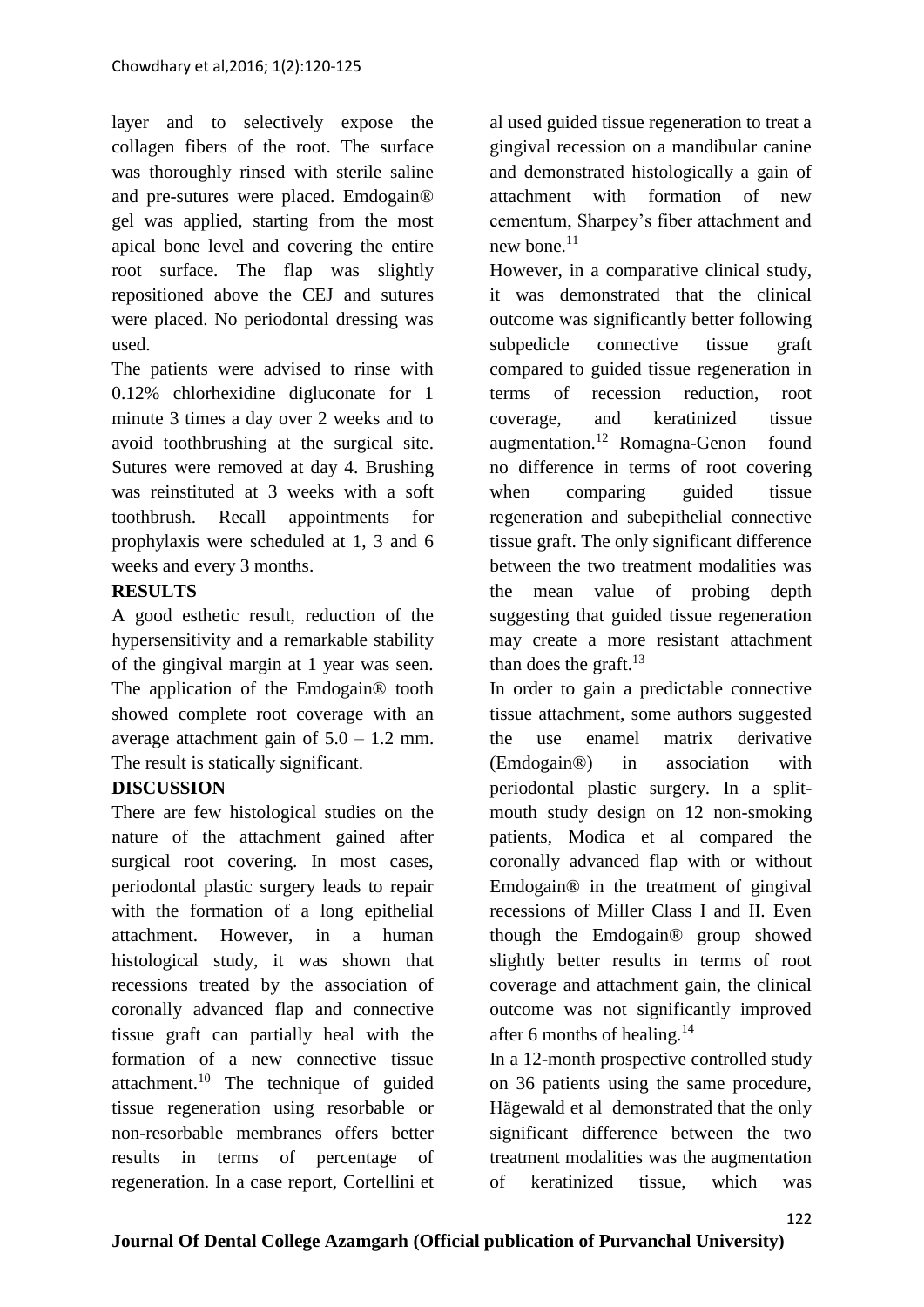layer and to selectively expose the collagen fibers of the root. The surface was thoroughly rinsed with sterile saline and pre-sutures were placed. Emdogain® gel was applied, starting from the most apical bone level and covering the entire root surface. The flap was slightly repositioned above the CEJ and sutures were placed. No periodontal dressing was used.

The patients were advised to rinse with 0.12% chlorhexidine digluconate for 1 minute 3 times a day over 2 weeks and to avoid toothbrushing at the surgical site. Sutures were removed at day 4. Brushing was reinstituted at 3 weeks with a soft toothbrush. Recall appointments for prophylaxis were scheduled at 1, 3 and 6 weeks and every 3 months.

**RESULTS**

A good esthetic result, reduction of the hypersensitivity and a remarkable stability of the gingival margin at 1 year was seen. The application of the Emdogain® tooth showed complete root coverage with an average attachment gain of 5.0 – 1.2 mm. The result is statically significant.

**DISCUSSION**

There are few histological studies on the nature of the attachment gained after surgical root covering. In most cases, periodontal plastic surgery leads to repair with the formation of a long epithelial attachment. However, in a human histological study, it was shown that recessions treated by the association of coronally advanced flap and connective tissue graft can partially heal with the formation of a new connective tissue attachment.[10] The technique of guided tissue regeneration using resorbable or non-resorbable membranes offers better results in terms of percentage of regeneration. In a case report, Cortellini et al used guided tissue regeneration to treat a gingival recession on a mandibular canine and demonstrated histologically a gain of attachment with formation of new cementum, Sharpey's fiber attachment and new bone.[11]

However, in a comparative clinical study, it was demonstrated that the clinical outcome was significantly better following subpedicle connective tissue graft compared to guided tissue regeneration in terms of recession reduction, root coverage, and keratinized tissue augmentation.[12] Romagna-Genon found no difference in terms of root covering when comparing guided tissue regeneration and subepithelial connective tissue graft. The only significant difference between the two treatment modalities was the mean value of probing depth suggesting that guided tissue regeneration may create a more resistant attachment than does the graft.[13]

In order to gain a predictable connective tissue attachment, some authors suggested the use enamel matrix derivative (Emdogain®) in association with periodontal plastic surgery. In a split-mouth study design on 12 non-smoking patients, Modica et al compared the coronally advanced flap with or without Emdogain® in the treatment of gingival recessions of Miller Class I and II. Even though the Emdogain® group showed slightly better results in terms of root coverage and attachment gain, the clinical outcome was not significantly improved after 6 months of healing.[14]

In a 12-month prospective controlled study on 36 patients using the same procedure, Hägewald et al demonstrated that the only significant difference between the two treatment modalities was the augmentation of keratinized tissue, which was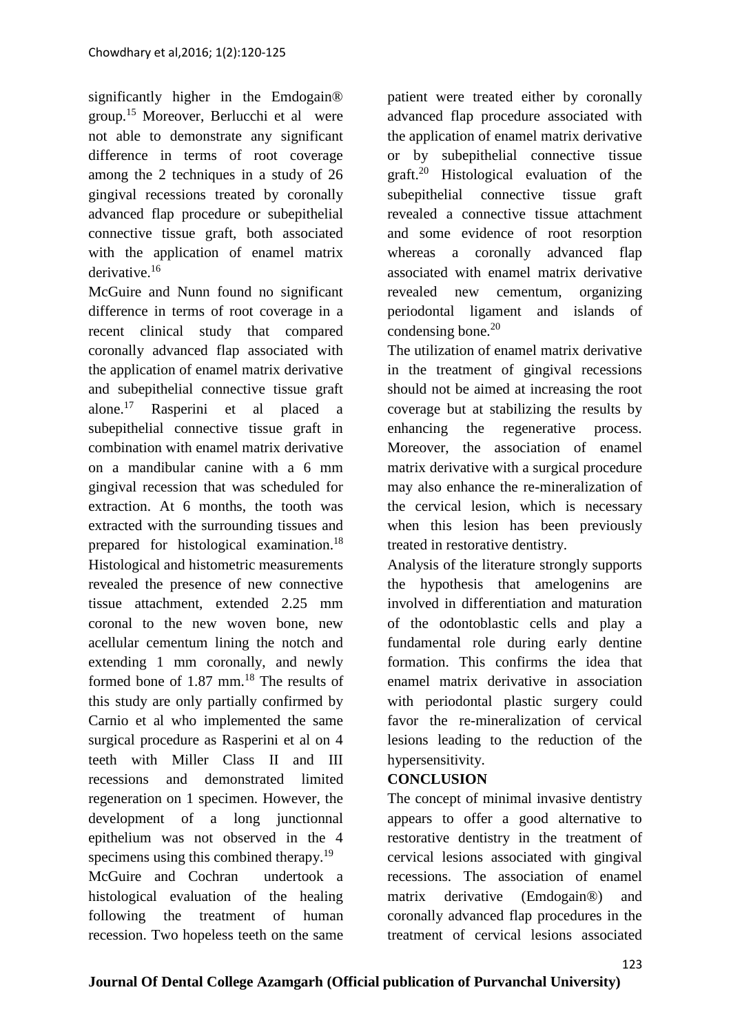significantly higher in the Emdogain® group.[15] Moreover, Berlucchi et al were not able to demonstrate any significant difference in terms of root coverage among the 2 techniques in a study of 26 gingival recessions treated by coronally advanced flap procedure or subepithelial connective tissue graft, both associated with the application of enamel matrix derivative.[16]

McGuire and Nunn found no significant difference in terms of root coverage in a recent clinical study that compared coronally advanced flap associated with the application of enamel matrix derivative and subepithelial connective tissue graft alone.[17] Rasperini et al placed a subepithelial connective tissue graft in combination with enamel matrix derivative on a mandibular canine with a 6 mm gingival recession that was scheduled for extraction. At 6 months, the tooth was extracted with the surrounding tissues and prepared for histological examination.[18] Histological and histometric measurements revealed the presence of new connective tissue attachment, extended 2.25 mm coronal to the new woven bone, new acellular cementum lining the notch and extending 1 mm coronally, and newly formed bone of 1.87 mm.[18] The results of this study are only partially confirmed by Carnio et al who implemented the same surgical procedure as Rasperini et al on 4 teeth with Miller Class II and III recessions and demonstrated limited regeneration on 1 specimen. However, the development of a long junctionnal epithelium was not observed in the 4 specimens using this combined therapy.[19]

McGuire and Cochran undertook a histological evaluation of the healing following the treatment of human recession. Two hopeless teeth on the same patient were treated either by coronally advanced flap procedure associated with the application of enamel matrix derivative or by subepithelial connective tissue graft.[20] Histological evaluation of the subepithelial connective tissue graft revealed a connective tissue attachment and some evidence of root resorption whereas a coronally advanced flap associated with enamel matrix derivative revealed new cementum, organizing periodontal ligament and islands of condensing bone.[20]

The utilization of enamel matrix derivative in the treatment of gingival recessions should not be aimed at increasing the root coverage but at stabilizing the results by enhancing the regenerative process. Moreover, the association of enamel matrix derivative with a surgical procedure may also enhance the re-mineralization of the cervical lesion, which is necessary when this lesion has been previously treated in restorative dentistry.

Analysis of the literature strongly supports the hypothesis that amelogenins are involved in differentiation and maturation of the odontoblastic cells and play a fundamental role during early dentine formation. This confirms the idea that enamel matrix derivative in association with periodontal plastic surgery could favor the re-mineralization of cervical lesions leading to the reduction of the hypersensitivity.

## CONCLUSION

The concept of minimal invasive dentistry appears to offer a good alternative to restorative dentistry in the treatment of cervical lesions associated with gingival recessions. The association of enamel matrix derivative (Emdogain®) and coronally advanced flap procedures in the treatment of cervical lesions associated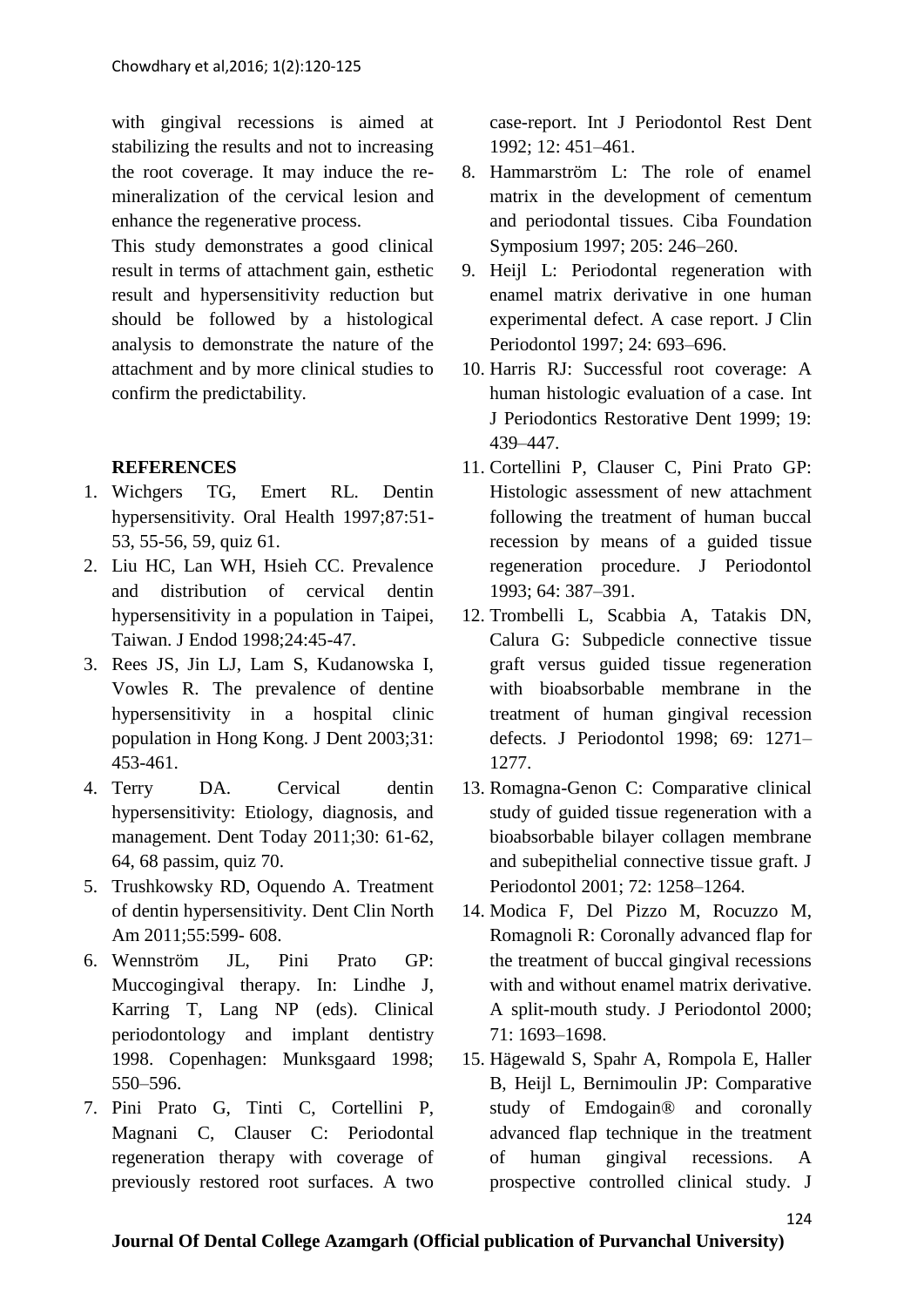with gingival recessions is aimed at stabilizing the results and not to increasing the root coverage. It may induce the re-mineralization of the cervical lesion and enhance the regenerative process.

This study demonstrates a good clinical result in terms of attachment gain, esthetic result and hypersensitivity reduction but should be followed by a histological analysis to demonstrate the nature of the attachment and by more clinical studies to confirm the predictability.

## REFERENCES

1. Wichgers TG, Emert RL. Dentin hypersensitivity. Oral Health 1997;87:51-53, 55-56, 59, quiz 61.
2. Liu HC, Lan WH, Hsieh CC. Prevalence and distribution of cervical dentin hypersensitivity in a population in Taipei, Taiwan. J Endod 1998;24:45-47.
3. Rees JS, Jin LJ, Lam S, Kudanowska I, Vowles R. The prevalence of dentine hypersensitivity in a hospital clinic population in Hong Kong. J Dent 2003;31: 453-461.
4. Terry DA. Cervical dentin hypersensitivity: Etiology, diagnosis, and management. Dent Today 2011;30: 61-62, 64, 68 passim, quiz 70.
5. Trushkowsky RD, Oquendo A. Treatment of dentin hypersensitivity. Dent Clin North Am 2011;55:599- 608.
6. Wennström JL, Pini Prato GP: Muccogingival therapy. In: Lindhe J, Karring T, Lang NP (eds). Clinical periodontology and implant dentistry 1998. Copenhagen: Munksgaard 1998; 550–596.
7. Pini Prato G, Tinti C, Cortellini P, Magnani C, Clauser C: Periodontal regeneration therapy with coverage of previously restored root surfaces. A two case-report. Int J Periodontol Rest Dent 1992; 12: 451–461.
8. Hammarström L: The role of enamel matrix in the development of cementum and periodontal tissues. Ciba Foundation Symposium 1997; 205: 246–260.
9. Heijl L: Periodontal regeneration with enamel matrix derivative in one human experimental defect. A case report. J Clin Periodontol 1997; 24: 693–696.
10. Harris RJ: Successful root coverage: A human histologic evaluation of a case. Int J Periodontics Restorative Dent 1999; 19: 439–447.
11. Cortellini P, Clauser C, Pini Prato GP: Histologic assessment of new attachment following the treatment of human buccal recession by means of a guided tissue regeneration procedure. J Periodontol 1993; 64: 387–391.
12. Trombelli L, Scabbia A, Tatakis DN, Calura G: Subpedicle connective tissue graft versus guided tissue regeneration with bioabsorbable membrane in the treatment of human gingival recession defects. J Periodontol 1998; 69: 1271–1277.
13. Romagna-Genon C: Comparative clinical study of guided tissue regeneration with a bioabsorbable bilayer collagen membrane and subepithelial connective tissue graft. J Periodontol 2001; 72: 1258–1264.
14. Modica F, Del Pizzo M, Rocuzzo M, Romagnoli R: Coronally advanced flap for the treatment of buccal gingival recessions with and without enamel matrix derivative. A split-mouth study. J Periodontol 2000; 71: 1693–1698.
15. Hägewald S, Spahr A, Rompola E, Haller B, Heijl L, Bernimoulin JP: Comparative study of Emdogain® and coronally advanced flap technique in the treatment of human gingival recessions. A prospective controlled clinical study. J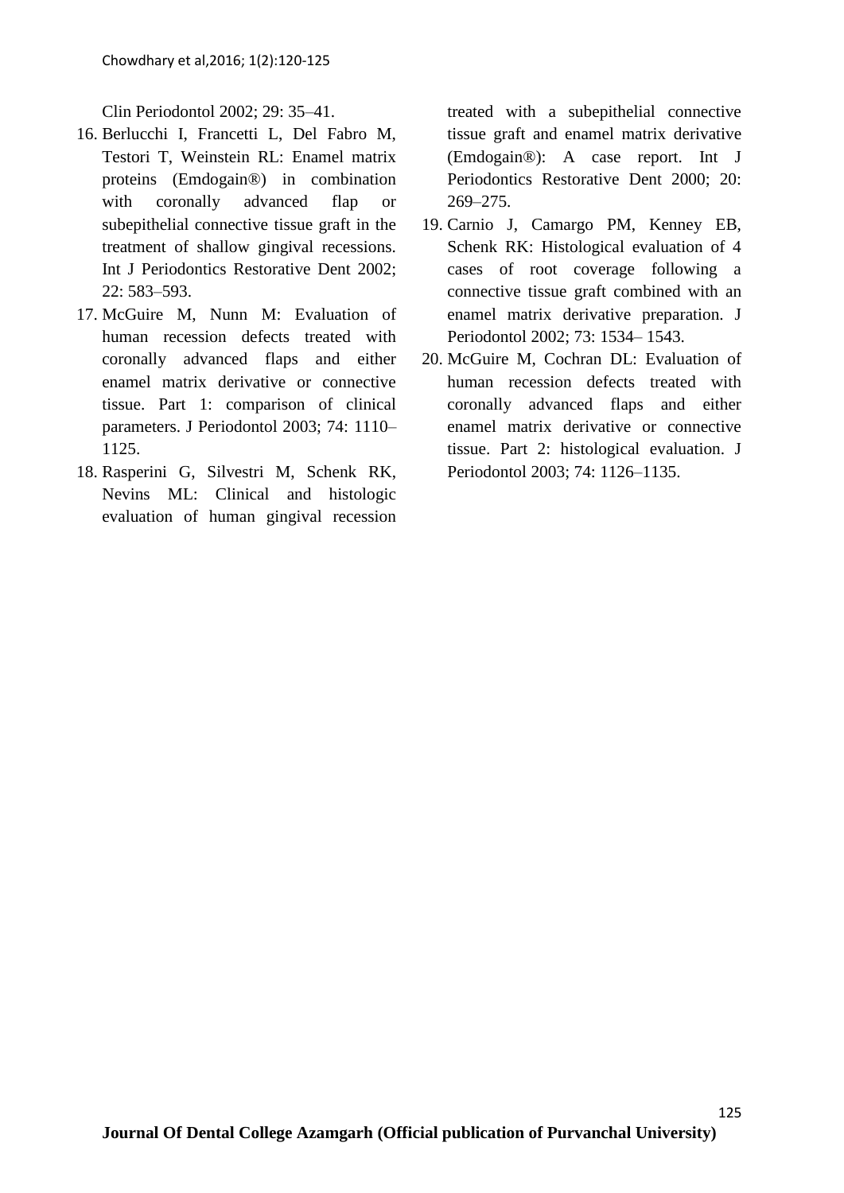Clin Periodontol 2002; 29: 35–41.

16. Berlucchi I, Francetti L, Del Fabro M, Testori T, Weinstein RL: Enamel matrix proteins (Emdogain®) in combination with coronally advanced flap or subepithelial connective tissue graft in the treatment of shallow gingival recessions. Int J Periodontics Restorative Dent 2002; 22: 583–593.
17. McGuire M, Nunn M: Evaluation of human recession defects treated with coronally advanced flaps and either enamel matrix derivative or connective tissue. Part 1: comparison of clinical parameters. J Periodontol 2003; 74: 1110–1125.
18. Rasperini G, Silvestri M, Schenk RK, Nevins ML: Clinical and histologic evaluation of human gingival recession treated with a subepithelial connective tissue graft and enamel matrix derivative (Emdogain®): A case report. Int J Periodontics Restorative Dent 2000; 20: 269–275.
19. Carnio J, Camargo PM, Kenney EB, Schenk RK: Histological evaluation of 4 cases of root coverage following a connective tissue graft combined with an enamel matrix derivative preparation. J Periodontol 2002; 73: 1534– 1543.
20. McGuire M, Cochran DL: Evaluation of human recession defects treated with coronally advanced flaps and either enamel matrix derivative or connective tissue. Part 2: histological evaluation. J Periodontol 2003; 74: 1126–1135.